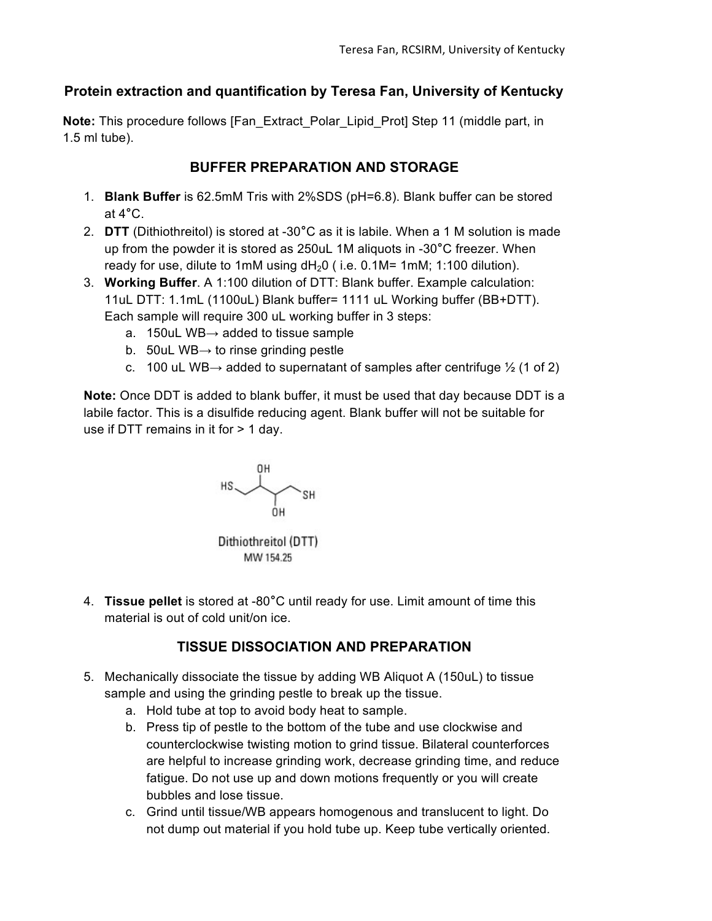## Protein extraction and quantification by Teresa Fan, University of Kentucky

**Note:** This procedure follows [Fan_Extract_Polar_Lipid_Prot] Step 11 (middle part, in 1.5 ml tube).

### BUFFER PREPARATION AND STORAGE

1. **Blank Buffer** is 62.5mM Tris with 2%SDS (pH=6.8). Blank buffer can be stored at 4°C.
2. **DTT** (Dithiothreitol) is stored at -30°C as it is labile. When a 1 M solution is made up from the powder it is stored as 250uL 1M aliquots in -30°C freezer. When ready for use, dilute to 1mM using $dH_20$ ( i.e. 0.1M= 1mM; 1:100 dilution).
3. **Working Buffer**. A 1:100 dilution of DTT: Blank buffer. Example calculation: 11uL DTT: 1.1mL (1100uL) Blank buffer= 1111 uL Working buffer (BB+DTT). Each sample will require 300 uL working buffer in 3 steps:
   a. 150uL WB→ added to tissue sample
   b. 50uL WB→ to rinse grinding pestle
   c. 100 uL WB→ added to supernatant of samples after centrifuge ½ (1 of 2)

**Note:** Once DDT is added to blank buffer, it must be used that day because DDT is a labile factor. This is a disulfide reducing agent. Blank buffer will not be suitable for use if DTT remains in it for > 1 day.

Dithiothreitol (DTT)
MW 154.25

4. **Tissue pellet** is stored at -80°C until ready for use. Limit amount of time this material is out of cold unit/on ice.

### TISSUE DISSOCIATION AND PREPARATION

5. Mechanically dissociate the tissue by adding WB Aliquot A (150uL) to tissue sample and using the grinding pestle to break up the tissue.
   a. Hold tube at top to avoid body heat to sample.
   b. Press tip of pestle to the bottom of the tube and use clockwise and counterclockwise twisting motion to grind tissue. Bilateral counterforces are helpful to increase grinding work, decrease grinding time, and reduce fatigue. Do not use up and down motions frequently or you will create bubbles and lose tissue.
   c. Grind until tissue/WB appears homogenous and translucent to light. Do not dump out material if you hold tube up. Keep tube vertically oriented.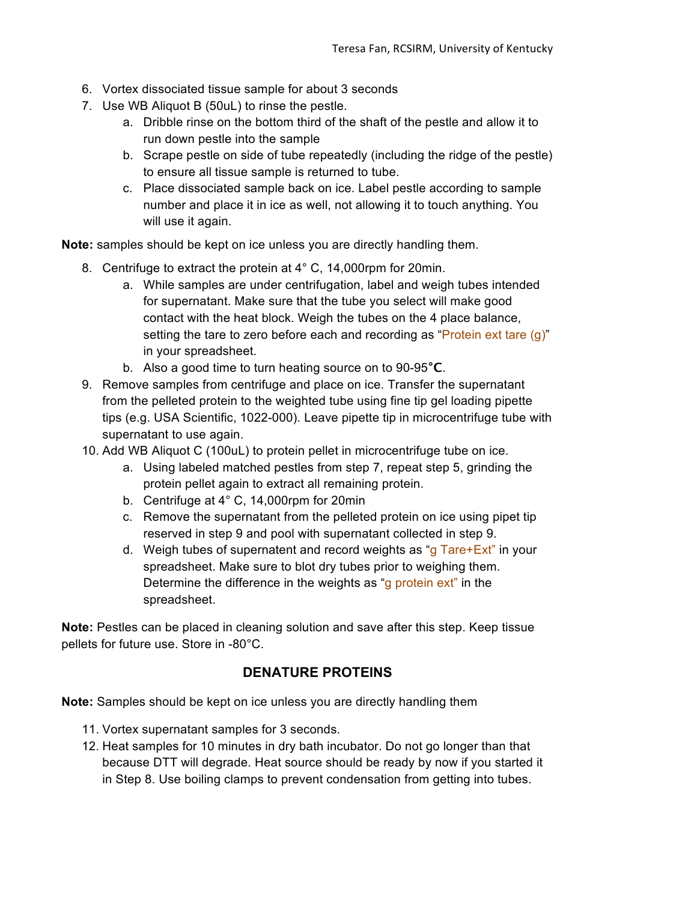6. Vortex dissociated tissue sample for about 3 seconds
7. Use WB Aliquot B (50uL) to rinse the pestle.
    a. Dribble rinse on the bottom third of the shaft of the pestle and allow it to run down pestle into the sample
    b. Scrape pestle on side of tube repeatedly (including the ridge of the pestle) to ensure all tissue sample is returned to tube.
    c. Place dissociated sample back on ice. Label pestle according to sample number and place it in ice as well, not allowing it to touch anything. You will use it again.

**Note:** samples should be kept on ice unless you are directly handling them.

8. Centrifuge to extract the protein at 4° C, 14,000rpm for 20min.
    a. While samples are under centrifugation, label and weigh tubes intended for supernatant. Make sure that the tube you select will make good contact with the heat block. Weigh the tubes on the 4 place balance, setting the tare to zero before each and recording as "Protein ext tare (g)" in your spreadsheet.
    b. Also a good time to turn heating source on to 90-95**°C**.
9. Remove samples from centrifuge and place on ice. Transfer the supernatant from the pelleted protein to the weighted tube using fine tip gel loading pipette tips (e.g. USA Scientific, 1022-000). Leave pipette tip in microcentrifuge tube with supernatant to use again.
10. Add WB Aliquot C (100uL) to protein pellet in microcentrifuge tube on ice.
    a. Using labeled matched pestles from step 7, repeat step 5, grinding the protein pellet again to extract all remaining protein.
    b. Centrifuge at 4° C, 14,000rpm for 20min
    c. Remove the supernatant from the pelleted protein on ice using pipet tip reserved in step 9 and pool with supernatant collected in step 9.
    d. Weigh tubes of supernatent and record weights as "g Tare+Ext" in your spreadsheet. Make sure to blot dry tubes prior to weighing them. Determine the difference in the weights as "g protein ext" in the spreadsheet.

**Note:** Pestles can be placed in cleaning solution and save after this step. Keep tissue pellets for future use. Store in -80°C.

## DENATURE PROTEINS

**Note:** Samples should be kept on ice unless you are directly handling them

11. Vortex supernatant samples for 3 seconds.
12. Heat samples for 10 minutes in dry bath incubator. Do not go longer than that because DTT will degrade. Heat source should be ready by now if you started it in Step 8. Use boiling clamps to prevent condensation from getting into tubes.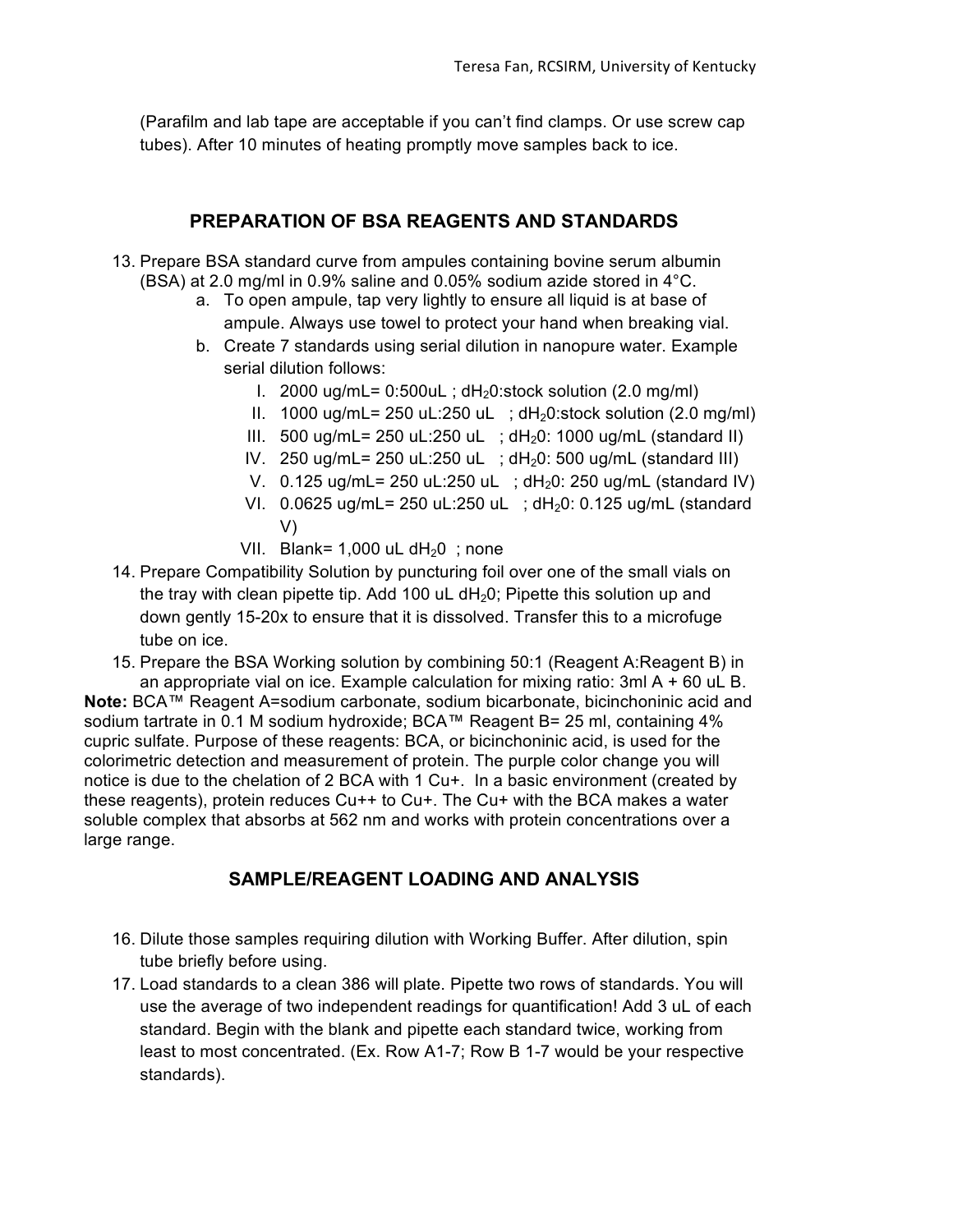(Parafilm and lab tape are acceptable if you can't find clamps. Or use screw cap tubes). After 10 minutes of heating promptly move samples back to ice.

## PREPARATION OF BSA REAGENTS AND STANDARDS

13. Prepare BSA standard curve from ampules containing bovine serum albumin (BSA) at 2.0 mg/ml in 0.9% saline and 0.05% sodium azide stored in 4°C.
    a. To open ampule, tap very lightly to ensure all liquid is at base of ampule. Always use towel to protect your hand when breaking vial.
    b. Create 7 standards using serial dilution in nanopure water. Example serial dilution follows:
        I. 2000 ug/mL= 0:500uL ; $dH_20$:stock solution (2.0 mg/ml)
        II. 1000 ug/mL= 250 uL:250 uL ; $dH_20$:stock solution (2.0 mg/ml)
        III. 500 ug/mL= 250 uL:250 uL ; $dH_20$: 1000 ug/mL (standard II)
        IV. 250 ug/mL= 250 uL:250 uL ; $dH_20$: 500 ug/mL (standard III)
        V. 0.125 ug/mL= 250 uL:250 uL ; $dH_20$: 250 ug/mL (standard IV)
        VI. 0.0625 ug/mL= 250 uL:250 uL ; $dH_20$: 0.125 ug/mL (standard V)
        VII. Blank= 1,000 uL $dH_20$ ; none
14. Prepare Compatibility Solution by puncturing foil over one of the small vials on the tray with clean pipette tip. Add 100 uL $dH_20$; Pipette this solution up and down gently 15-20x to ensure that it is dissolved. Transfer this to a microfuge tube on ice.
15. Prepare the BSA Working solution by combining 50:1 (Reagent A:Reagent B) in an appropriate vial on ice. Example calculation for mixing ratio: 3ml A + 60 uL B.

**Note:** BCA™ Reagent A=sodium carbonate, sodium bicarbonate, bicinchoninic acid and sodium tartrate in 0.1 M sodium hydroxide; BCA™ Reagent B= 25 ml, containing 4% cupric sulfate. Purpose of these reagents: BCA, or bicinchoninic acid, is used for the colorimetric detection and measurement of protein. The purple color change you will notice is due to the chelation of 2 BCA with 1 $Cu^+$. In a basic environment (created by these reagents), protein reduces $Cu^{++}$ to $Cu^+$. The $Cu^+$ with the BCA makes a water soluble complex that absorbs at 562 nm and works with protein concentrations over a large range.

## SAMPLE/REAGENT LOADING AND ANALYSIS

16. Dilute those samples requiring dilution with Working Buffer. After dilution, spin tube briefly before using.
17. Load standards to a clean 386 will plate. Pipette two rows of standards. You will use the average of two independent readings for quantification! Add 3 uL of each standard. Begin with the blank and pipette each standard twice, working from least to most concentrated. (Ex. Row A1-7; Row B 1-7 would be your respective standards).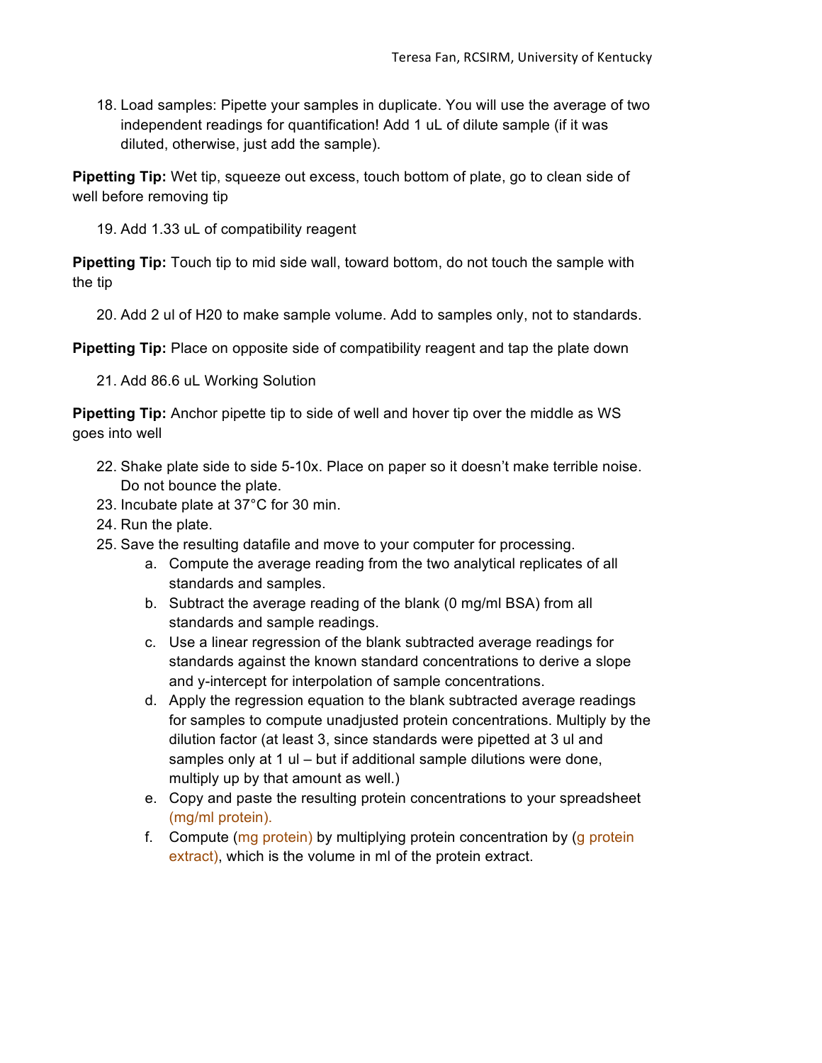18. Load samples: Pipette your samples in duplicate. You will use the average of two independent readings for quantification! Add 1 uL of dilute sample (if it was diluted, otherwise, just add the sample).

**Pipetting Tip:** Wet tip, squeeze out excess, touch bottom of plate, go to clean side of well before removing tip

19. Add 1.33 uL of compatibility reagent

**Pipetting Tip:** Touch tip to mid side wall, toward bottom, do not touch the sample with the tip

20. Add 2 ul of H20 to make sample volume. Add to samples only, not to standards.

**Pipetting Tip:** Place on opposite side of compatibility reagent and tap the plate down

21. Add 86.6 uL Working Solution

**Pipetting Tip:** Anchor pipette tip to side of well and hover tip over the middle as WS goes into well

22. Shake plate side to side 5-10x. Place on paper so it doesn't make terrible noise. Do not bounce the plate.
23. Incubate plate at 37°C for 30 min.
24. Run the plate.
25. Save the resulting datafile and move to your computer for processing.
    a. Compute the average reading from the two analytical replicates of all standards and samples.
    b. Subtract the average reading of the blank (0 mg/ml BSA) from all standards and sample readings.
    c. Use a linear regression of the blank subtracted average readings for standards against the known standard concentrations to derive a slope and y-intercept for interpolation of sample concentrations.
    d. Apply the regression equation to the blank subtracted average readings for samples to compute unadjusted protein concentrations. Multiply by the dilution factor (at least 3, since standards were pipetted at 3 ul and samples only at 1 ul – but if additional sample dilutions were done, multiply up by that amount as well.)
    e. Copy and paste the resulting protein concentrations to your spreadsheet (mg/ml protein).
    f. Compute (mg protein) by multiplying protein concentration by (g protein extract), which is the volume in ml of the protein extract.